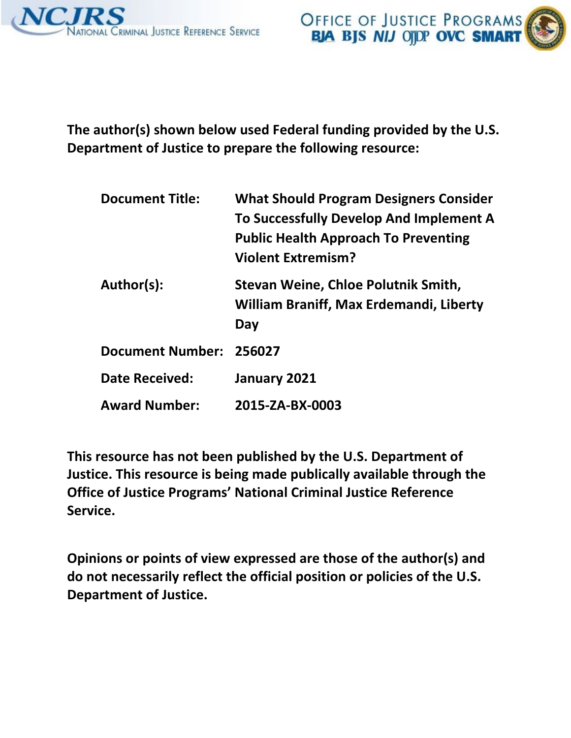NCJRS National Criminal Justice Reference Service

Office of Justice Programs
BJA BJS NIJ OJJDP OVC SMART

**The author(s) shown below used Federal funding provided by the U.S. Department of Justice to prepare the following resource:**

| | |
|---|---|
| **Document Title:** | **What Should Program Designers Consider To Successfully Develop And Implement A Public Health Approach To Preventing Violent Extremism?** |
| **Author(s):** | **Stevan Weine, Chloe Polutnik Smith, William Braniff, Max Erdemandi, Liberty Day** |
| **Document Number:** | **256027** |
| **Date Received:** | **January 2021** |
| **Award Number:** | **2015-ZA-BX-0003** |

**This resource has not been published by the U.S. Department of Justice. This resource is being made publically available through the Office of Justice Programs' National Criminal Justice Reference Service.**

**Opinions or points of view expressed are those of the author(s) and do not necessarily reflect the official position or policies of the U.S. Department of Justice.**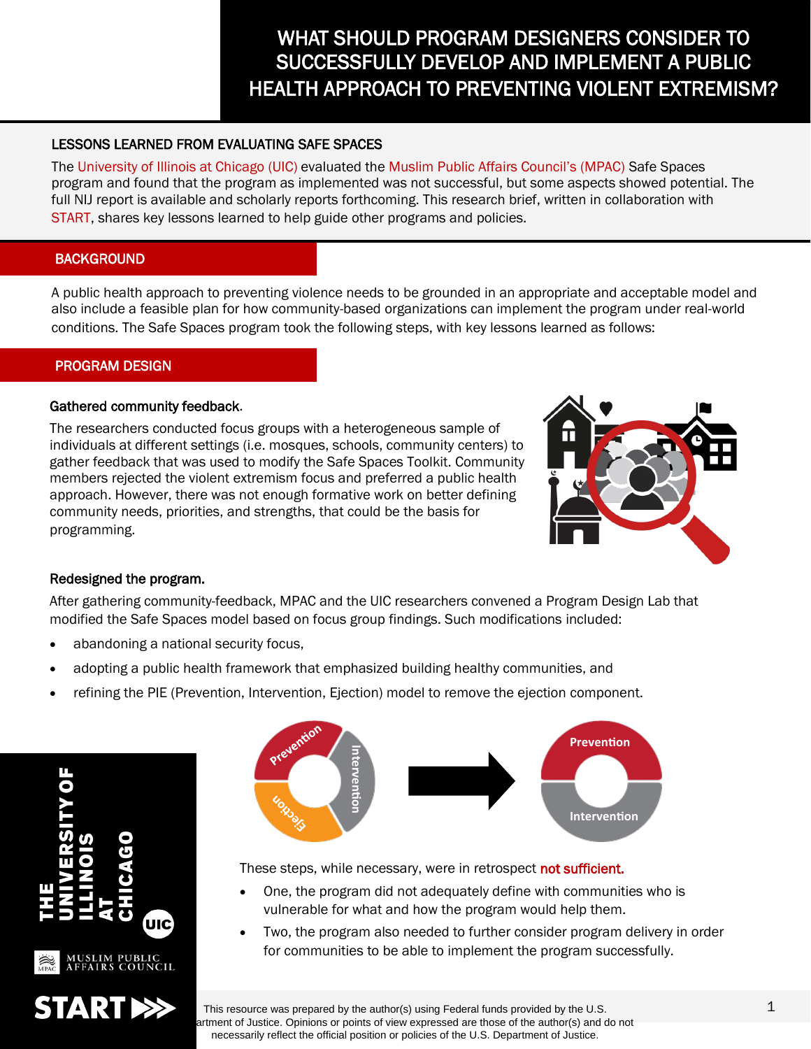# WHAT SHOULD PROGRAM DESIGNERS CONSIDER TO SUCCESSFULLY DEVELOP AND IMPLEMENT A PUBLIC HEALTH APPROACH TO PREVENTING VIOLENT EXTREMISM?

## LESSONS LEARNED FROM EVALUATING SAFE SPACES

The University of Illinois at Chicago (UIC) evaluated the Muslim Public Affairs Council's (MPAC) Safe Spaces program and found that the program as implemented was not successful, but some aspects showed potential. The full NIJ report is available and scholarly reports forthcoming. This research brief, written in collaboration with START, shares key lessons learned to help guide other programs and policies.

## BACKGROUND

A public health approach to preventing violence needs to be grounded in an appropriate and acceptable model and also include a feasible plan for how community-based organizations can implement the program under real-world conditions. The Safe Spaces program took the following steps, with key lessons learned as follows:

## PROGRAM DESIGN

### Gathered community feedback.

The researchers conducted focus groups with a heterogeneous sample of individuals at different settings (i.e. mosques, schools, community centers) to gather feedback that was used to modify the Safe Spaces Toolkit. Community members rejected the violent extremism focus and preferred a public health approach. However, there was not enough formative work on better defining community needs, priorities, and strengths, that could be the basis for programming.

### Redesigned the program.

After gathering community-feedback, MPAC and the UIC researchers convened a Program Design Lab that modified the Safe Spaces model based on focus group findings. Such modifications included:

- abandoning a national security focus,
- adopting a public health framework that emphasized building healthy communities, and
- refining the PIE (Prevention, Intervention, Ejection) model to remove the ejection component.

Prevention, Intervention, Ejection → Prevention, Intervention

These steps, while necessary, were in retrospect **not sufficient.**

- One, the program did not adequately define with communities who is vulnerable for what and how the program would help them.
- Two, the program also needed to further consider program delivery in order for communities to be able to implement the program successfully.

THE UNIVERSITY OF ILLINOIS AT CHICAGO | MUSLIM PUBLIC AFFAIRS COUNCIL | START

This resource was prepared by the author(s) using Federal funds provided by the U.S. Department of Justice. Opinions or points of view expressed are those of the author(s) and do not necessarily reflect the official position or policies of the U.S. Department of Justice.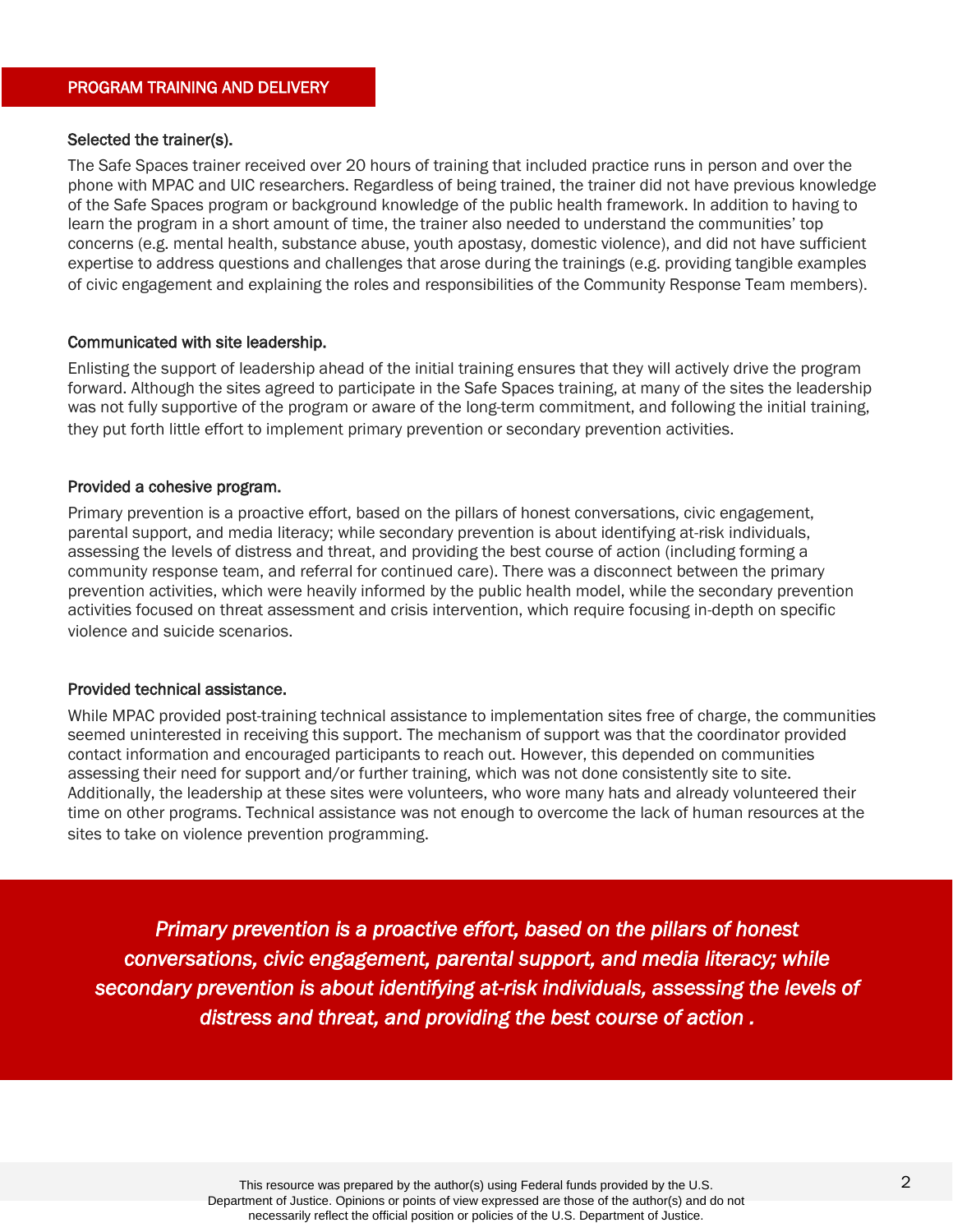## PROGRAM TRAINING AND DELIVERY

### Selected the trainer(s).

The Safe Spaces trainer received over 20 hours of training that included practice runs in person and over the phone with MPAC and UIC researchers. Regardless of being trained, the trainer did not have previous knowledge of the Safe Spaces program or background knowledge of the public health framework. In addition to having to learn the program in a short amount of time, the trainer also needed to understand the communities' top concerns (e.g. mental health, substance abuse, youth apostasy, domestic violence), and did not have sufficient expertise to address questions and challenges that arose during the trainings (e.g. providing tangible examples of civic engagement and explaining the roles and responsibilities of the Community Response Team members).

### Communicated with site leadership.

Enlisting the support of leadership ahead of the initial training ensures that they will actively drive the program forward. Although the sites agreed to participate in the Safe Spaces training, at many of the sites the leadership was not fully supportive of the program or aware of the long-term commitment, and following the initial training, they put forth little effort to implement primary prevention or secondary prevention activities.

### Provided a cohesive program.

Primary prevention is a proactive effort, based on the pillars of honest conversations, civic engagement, parental support, and media literacy; while secondary prevention is about identifying at-risk individuals, assessing the levels of distress and threat, and providing the best course of action (including forming a community response team, and referral for continued care). There was a disconnect between the primary prevention activities, which were heavily informed by the public health model, while the secondary prevention activities focused on threat assessment and crisis intervention, which require focusing in-depth on specific violence and suicide scenarios.

### Provided technical assistance.

While MPAC provided post-training technical assistance to implementation sites free of charge, the communities seemed uninterested in receiving this support. The mechanism of support was that the coordinator provided contact information and encouraged participants to reach out. However, this depended on communities assessing their need for support and/or further training, which was not done consistently site to site. Additionally, the leadership at these sites were volunteers, who wore many hats and already volunteered their time on other programs. Technical assistance was not enough to overcome the lack of human resources at the sites to take on violence prevention programming.

> *Primary prevention is a proactive effort, based on the pillars of honest conversations, civic engagement, parental support, and media literacy; while secondary prevention is about identifying at-risk individuals, assessing the levels of distress and threat, and providing the best course of action .*

This resource was prepared by the author(s) using Federal funds provided by the U.S. Department of Justice. Opinions or points of view expressed are those of the author(s) and do not necessarily reflect the official position or policies of the U.S. Department of Justice.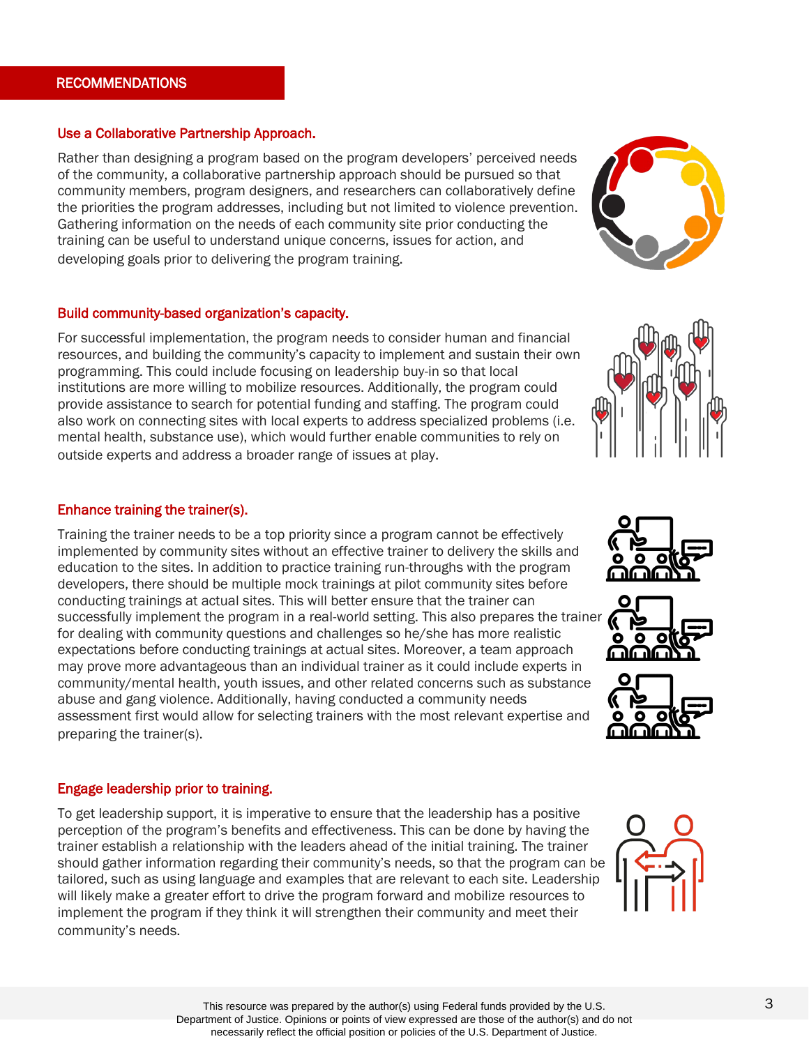## RECOMMENDATIONS

### Use a Collaborative Partnership Approach.

Rather than designing a program based on the program developers' perceived needs of the community, a collaborative partnership approach should be pursued so that community members, program designers, and researchers can collaboratively define the priorities the program addresses, including but not limited to violence prevention. Gathering information on the needs of each community site prior conducting the training can be useful to understand unique concerns, issues for action, and developing goals prior to delivering the program training.

### Build community-based organization's capacity.

For successful implementation, the program needs to consider human and financial resources, and building the community's capacity to implement and sustain their own programming. This could include focusing on leadership buy-in so that local institutions are more willing to mobilize resources. Additionally, the program could provide assistance to search for potential funding and staffing. The program could also work on connecting sites with local experts to address specialized problems (i.e. mental health, substance use), which would further enable communities to rely on outside experts and address a broader range of issues at play.

### Enhance training the trainer(s).

Training the trainer needs to be a top priority since a program cannot be effectively implemented by community sites without an effective trainer to delivery the skills and education to the sites. In addition to practice training run-throughs with the program developers, there should be multiple mock trainings at pilot community sites before conducting trainings at actual sites. This will better ensure that the trainer can successfully implement the program in a real-world setting. This also prepares the trainer for dealing with community questions and challenges so he/she has more realistic expectations before conducting trainings at actual sites. Moreover, a team approach may prove more advantageous than an individual trainer as it could include experts in community/mental health, youth issues, and other related concerns such as substance abuse and gang violence. Additionally, having conducted a community needs assessment first would allow for selecting trainers with the most relevant expertise and preparing the trainer(s).

### Engage leadership prior to training.

To get leadership support, it is imperative to ensure that the leadership has a positive perception of the program's benefits and effectiveness. This can be done by having the trainer establish a relationship with the leaders ahead of the initial training. The trainer should gather information regarding their community's needs, so that the program can be tailored, such as using language and examples that are relevant to each site. Leadership will likely make a greater effort to drive the program forward and mobilize resources to implement the program if they think it will strengthen their community and meet their community's needs.

This resource was prepared by the author(s) using Federal funds provided by the U.S. Department of Justice. Opinions or points of view expressed are those of the author(s) and do not necessarily reflect the official position or policies of the U.S. Department of Justice.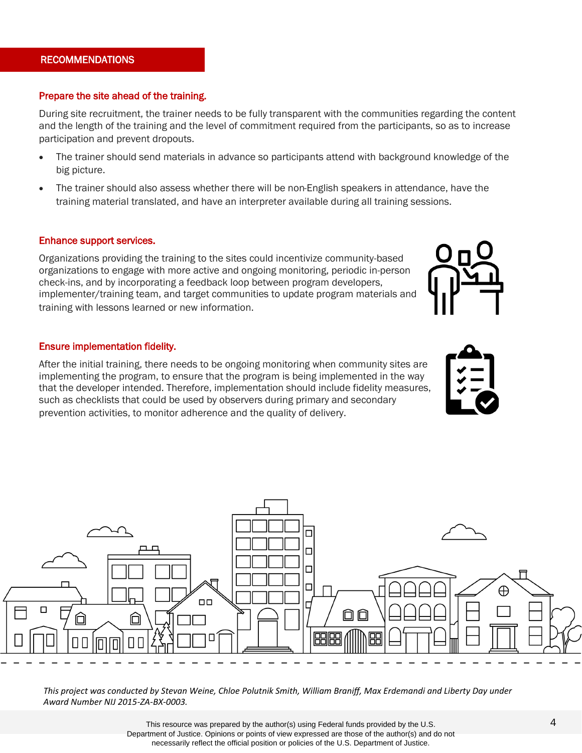## RECOMMENDATIONS

### Prepare the site ahead of the training.

During site recruitment, the trainer needs to be fully transparent with the communities regarding the content and the length of the training and the level of commitment required from the participants, so as to increase participation and prevent dropouts.

- The trainer should send materials in advance so participants attend with background knowledge of the big picture.
- The trainer should also assess whether there will be non-English speakers in attendance, have the training material translated, and have an interpreter available during all training sessions.

### Enhance support services.

Organizations providing the training to the sites could incentivize community-based organizations to engage with more active and ongoing monitoring, periodic in-person check-ins, and by incorporating a feedback loop between program developers, implementer/training team, and target communities to update program materials and training with lessons learned or new information.

### Ensure implementation fidelity.

After the initial training, there needs to be ongoing monitoring when community sites are implementing the program, to ensure that the program is being implemented in the way that the developer intended. Therefore, implementation should include fidelity measures, such as checklists that could be used by observers during primary and secondary prevention activities, to monitor adherence and the quality of delivery.

*This project was conducted by Stevan Weine, Chloe Polutnik Smith, William Braniff, Max Erdemandi and Liberty Day under Award Number NIJ 2015-ZA-BX-0003.*

This resource was prepared by the author(s) using Federal funds provided by the U.S. Department of Justice. Opinions or points of view expressed are those of the author(s) and do not necessarily reflect the official position or policies of the U.S. Department of Justice.